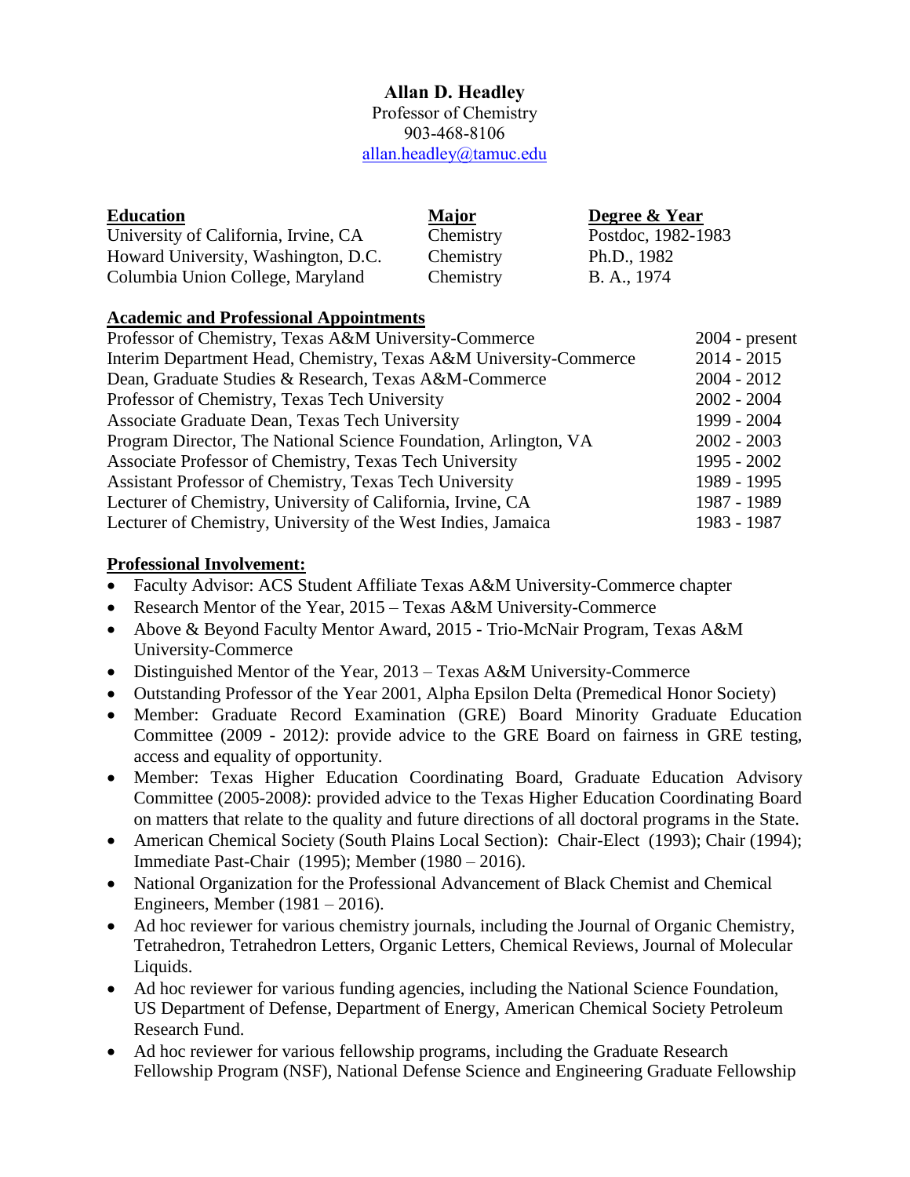# Allan D. Headley

Professor of Chemistry
903-468-8106
allan.headley@tamuc.edu

## Education

| Education | Major | Degree & Year |
|---|---|---|
| University of California, Irvine, CA | Chemistry | Postdoc, 1982-1983 |
| Howard University, Washington, D.C. | Chemistry | Ph.D., 1982 |
| Columbia Union College, Maryland | Chemistry | B. A., 1974 |

## Academic and Professional Appointments

| | |
|---|---|
| Professor of Chemistry, Texas A&M University-Commerce | 2004 - present |
| Interim Department Head, Chemistry, Texas A&M University-Commerce | 2014 - 2015 |
| Dean, Graduate Studies & Research, Texas A&M-Commerce | 2004 - 2012 |
| Professor of Chemistry, Texas Tech University | 2002 - 2004 |
| Associate Graduate Dean, Texas Tech University | 1999 - 2004 |
| Program Director, The National Science Foundation, Arlington, VA | 2002 - 2003 |
| Associate Professor of Chemistry, Texas Tech University | 1995 - 2002 |
| Assistant Professor of Chemistry, Texas Tech University | 1989 - 1995 |
| Lecturer of Chemistry, University of California, Irvine, CA | 1987 - 1989 |
| Lecturer of Chemistry, University of the West Indies, Jamaica | 1983 - 1987 |

## Professional Involvement:

- Faculty Advisor: ACS Student Affiliate Texas A&M University-Commerce chapter
- Research Mentor of the Year, 2015 – Texas A&M University-Commerce
- Above & Beyond Faculty Mentor Award, 2015 - Trio-McNair Program, Texas A&M University-Commerce
- Distinguished Mentor of the Year, 2013 – Texas A&M University-Commerce
- Outstanding Professor of the Year 2001, Alpha Epsilon Delta (Premedical Honor Society)
- Member: Graduate Record Examination (GRE) Board Minority Graduate Education Committee (2009 - 2012*)*: provide advice to the GRE Board on fairness in GRE testing, access and equality of opportunity.
- Member: Texas Higher Education Coordinating Board, Graduate Education Advisory Committee (2005-2008*)*: provided advice to the Texas Higher Education Coordinating Board on matters that relate to the quality and future directions of all doctoral programs in the State.
- American Chemical Society (South Plains Local Section): Chair-Elect (1993); Chair (1994); Immediate Past-Chair (1995); Member (1980 – 2016).
- National Organization for the Professional Advancement of Black Chemist and Chemical Engineers, Member (1981 – 2016).
- Ad hoc reviewer for various chemistry journals, including the Journal of Organic Chemistry, Tetrahedron, Tetrahedron Letters, Organic Letters, Chemical Reviews, Journal of Molecular Liquids.
- Ad hoc reviewer for various funding agencies, including the National Science Foundation, US Department of Defense, Department of Energy, American Chemical Society Petroleum Research Fund.
- Ad hoc reviewer for various fellowship programs, including the Graduate Research Fellowship Program (NSF), National Defense Science and Engineering Graduate Fellowship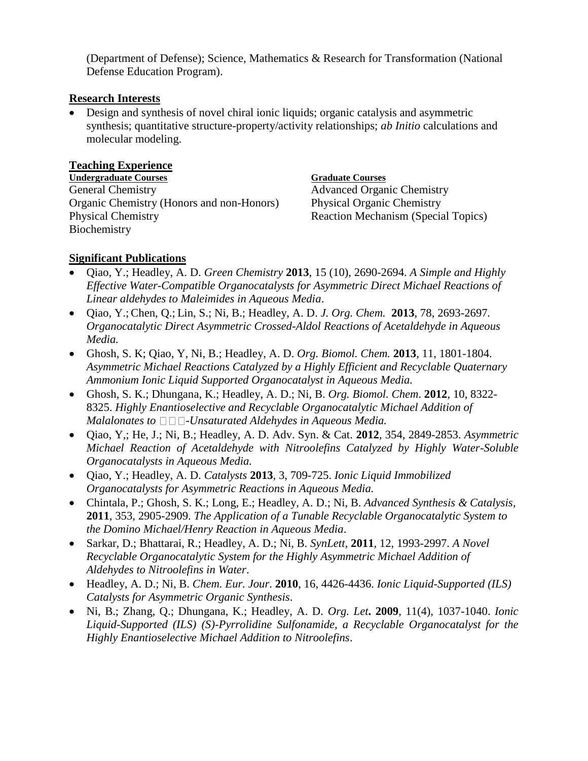(Department of Defense); Science, Mathematics & Research for Transformation (National Defense Education Program).

## Research Interests

- Design and synthesis of novel chiral ionic liquids; organic catalysis and asymmetric synthesis; quantitative structure-property/activity relationships; *ab Initio* calculations and molecular modeling.

## Teaching Experience

| Undergraduate Courses | Graduate Courses |
|---|---|
| General Chemistry | Advanced Organic Chemistry |
| Organic Chemistry (Honors and non-Honors) | Physical Organic Chemistry |
| Physical Chemistry | Reaction Mechanism (Special Topics) |
| Biochemistry | |

## Significant Publications

- Qiao, Y.; Headley, A. D. *Green Chemistry* **2013**, 15 (10), 2690-2694. *A Simple and Highly Effective Water-Compatible Organocatalysts for Asymmetric Direct Michael Reactions of Linear aldehydes to Maleimides in Aqueous Media*.
- Qiao, Y.; Chen, Q.; Lin, S.; Ni, B.; Headley, A. D. *J. Org. Chem.* **2013**, 78, 2693-2697. *Organocatalytic Direct Asymmetric Crossed-Aldol Reactions of Acetaldehyde in Aqueous Media.*
- Ghosh, S. K; Qiao, Y, Ni, B.; Headley, A. D. *Org. Biomol. Chem.* **2013**, 11, 1801-1804. *Asymmetric Michael Reactions Catalyzed by a Highly Efficient and Recyclable Quaternary Ammonium Ionic Liquid Supported Organocatalyst in Aqueous Media.*
- Ghosh, S. K.; Dhungana, K.; Headley, A. D.; Ni, B. *Org. Biomol. Chem*. **2012**, 10, 8322-8325. *Highly Enantioselective and Recyclable Organocatalytic Michael Addition of Malalonates to □□□-Unsaturated Aldehydes in Aqueous Media.*
- Qiao, Y,; He, J.; Ni, B.; Headley, A. D. Adv. Syn. & Cat. **2012**, 354, 2849-2853. *Asymmetric Michael Reaction of Acetaldehyde with Nitroolefins Catalyzed by Highly Water-Soluble Organocatalysts in Aqueous Media.*
- Qiao, Y.; Headley, A. D. *Catalysts* **2013**, 3, 709-725. *Ionic Liquid Immobilized Organocatalysts for Asymmetric Reactions in Aqueous Media.*
- Chintala, P.; Ghosh, S. K.; Long, E.; Headley, A. D.; Ni, B. *Advanced Synthesis & Catalysis*, **2011**, 353, 2905-2909. *The Application of a Tunable Recyclable Organocatalytic System to the Domino Michael/Henry Reaction in Aqueous Media*.
- Sarkar, D.; Bhattarai, R.; Headley, A. D.; Ni, B. *SynLett*, **2011**, 12, 1993-2997. *A Novel Recyclable Organocatalytic System for the Highly Asymmetric Michael Addition of Aldehydes to Nitroolefins in Water*.
- Headley, A. D.; Ni, B. *Chem. Eur. Jour*. **2010**, 16, 4426-4436. *Ionic Liquid-Supported (ILS) Catalysts for Asymmetric Organic Synthesis*.
- Ni, B.; Zhang, Q.; Dhungana, K.; Headley, A. D. *Org. Let***. 2009**, 11(4), 1037-1040. *Ionic Liquid-Supported (ILS) (S)-Pyrrolidine Sulfonamide, a Recyclable Organocatalyst for the Highly Enantioselective Michael Addition to Nitroolefins*.